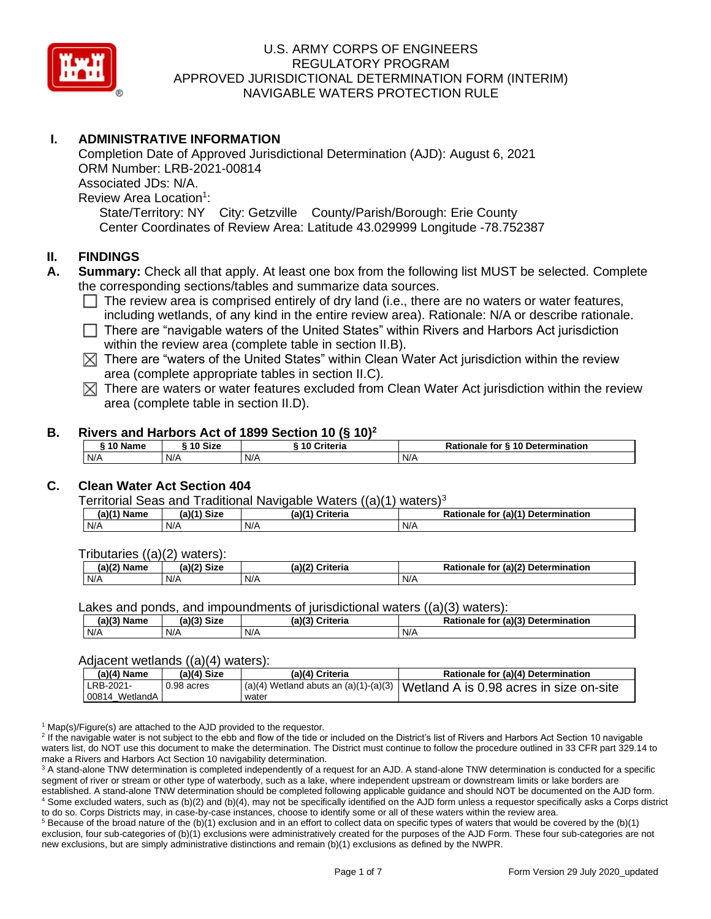U.S. ARMY CORPS OF ENGINEERS
REGULATORY PROGRAM
APPROVED JURISDICTIONAL DETERMINATION FORM (INTERIM)
NAVIGABLE WATERS PROTECTION RULE

# I. ADMINISTRATIVE INFORMATION

Completion Date of Approved Jurisdictional Determination (AJD): August 6, 2021
ORM Number: LRB-2021-00814
Associated JDs: N/A.
Review Area Location[1]:
State/Territory: NY City: Getzville County/Parish/Borough: Erie County
Center Coordinates of Review Area: Latitude 43.029999 Longitude -78.752387

# II. FINDINGS

**A. Summary:** Check all that apply. At least one box from the following list MUST be selected. Complete the corresponding sections/tables and summarize data sources.

- ☐ The review area is comprised entirely of dry land (i.e., there are no waters or water features, including wetlands, of any kind in the entire review area). Rationale: N/A or describe rationale.
- ☐ There are "navigable waters of the United States" within Rivers and Harbors Act jurisdiction within the review area (complete table in section II.B).
- ☒ There are "waters of the United States" within Clean Water Act jurisdiction within the review area (complete appropriate tables in section II.C).
- ☒ There are waters or water features excluded from Clean Water Act jurisdiction within the review area (complete table in section II.D).

## B. Rivers and Harbors Act of 1899 Section 10 (§ 10)[2]

| § 10 Name | § 10 Size | § 10 Criteria | Rationale for § 10 Determination |
|---|---|---|---|
| N/A | N/A | N/A | N/A |

## C. Clean Water Act Section 404

Territorial Seas and Traditional Navigable Waters ((a)(1) waters)[3]

| (a)(1) Name | (a)(1) Size | (a)(1) Criteria | Rationale for (a)(1) Determination |
|---|---|---|---|
| N/A | N/A | N/A | N/A |

Tributaries ((a)(2) waters):

| (a)(2) Name | (a)(2) Size | (a)(2) Criteria | Rationale for (a)(2) Determination |
|---|---|---|---|
| N/A | N/A | N/A | N/A |

Lakes and ponds, and impoundments of jurisdictional waters ((a)(3) waters):

| (a)(3) Name | (a)(3) Size | (a)(3) Criteria | Rationale for (a)(3) Determination |
|---|---|---|---|
| N/A | N/A | N/A | N/A |

Adjacent wetlands ((a)(4) waters):

| (a)(4) Name | (a)(4) Size | (a)(4) Criteria | Rationale for (a)(4) Determination |
|---|---|---|---|
| LRB-2021-00814_WetlandA | 0.98 acres | (a)(4) Wetland abuts an (a)(1)-(a)(3) water | Wetland A is 0.98 acres in size on-site |

[1] Map(s)/Figure(s) are attached to the AJD provided to the requestor.
[2] If the navigable water is not subject to the ebb and flow of the tide or included on the District's list of Rivers and Harbors Act Section 10 navigable waters list, do NOT use this document to make the determination. The District must continue to follow the procedure outlined in 33 CFR part 329.14 to make a Rivers and Harbors Act Section 10 navigability determination.
[3] A stand-alone TNW determination is completed independently of a request for an AJD. A stand-alone TNW determination is conducted for a specific segment of river or stream or other type of waterbody, such as a lake, where independent upstream or downstream limits or lake borders are established. A stand-alone TNW determination should be completed following applicable guidance and should NOT be documented on the AJD form.
[4] Some excluded waters, such as (b)(2) and (b)(4), may not be specifically identified on the AJD form unless a requestor specifically asks a Corps district to do so. Corps Districts may, in case-by-case instances, choose to identify some or all of these waters within the review area.
[5] Because of the broad nature of the (b)(1) exclusion and in an effort to collect data on specific types of waters that would be covered by the (b)(1) exclusion, four sub-categories of (b)(1) exclusions were administratively created for the purposes of the AJD Form. These four sub-categories are not new exclusions, but are simply administrative distinctions and remain (b)(1) exclusions as defined by the NWPR.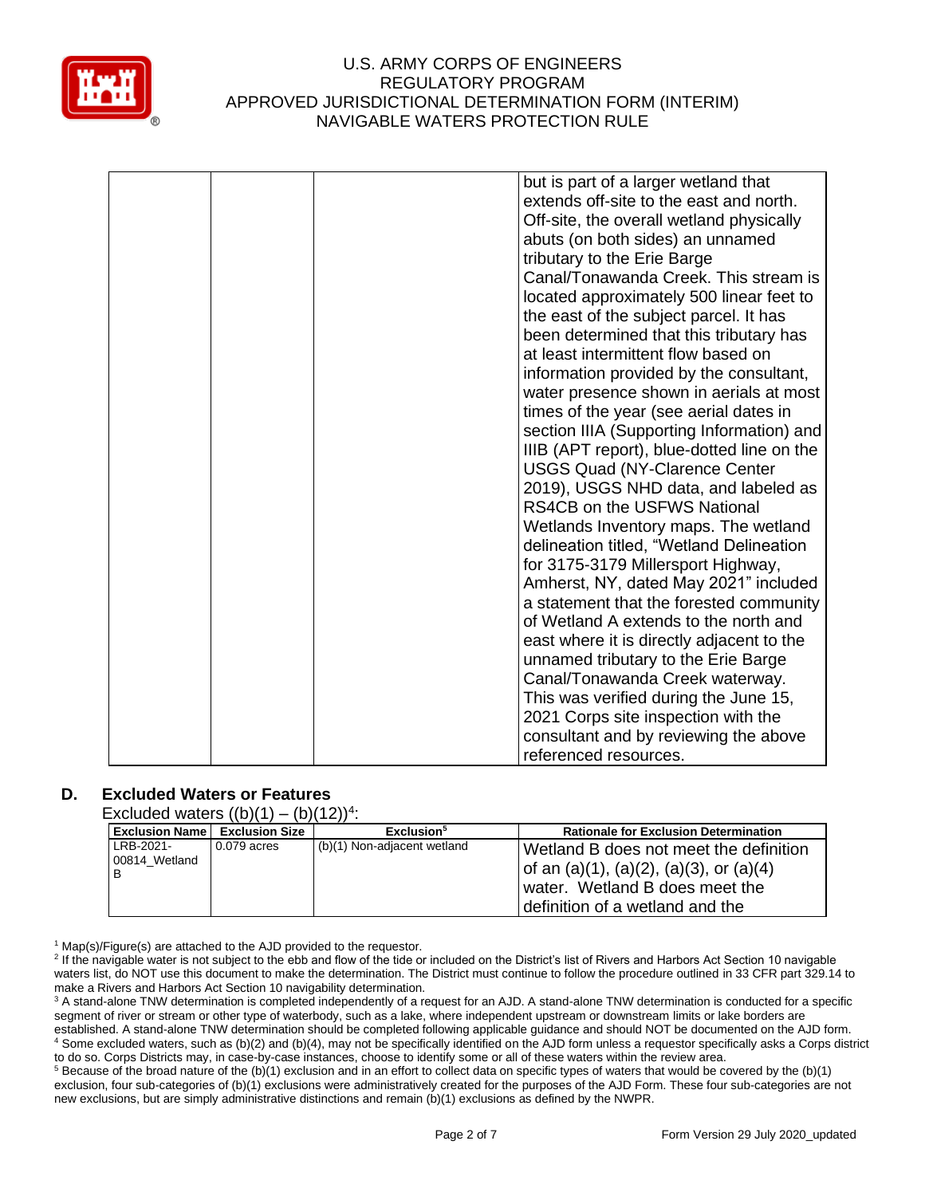| | | | but is part of a larger wetland that extends off-site to the east and north. Off-site, the overall wetland physically abuts (on both sides) an unnamed tributary to the Erie Barge Canal/Tonawanda Creek. This stream is located approximately 500 linear feet to the east of the subject parcel. It has been determined that this tributary has at least intermittent flow based on information provided by the consultant, water presence shown in aerials at most times of the year (see aerial dates in section IIIA (Supporting Information) and IIIB (APT report), blue-dotted line on the USGS Quad (NY-Clarence Center 2019), USGS NHD data, and labeled as RS4CB on the USFWS National Wetlands Inventory maps. The wetland delineation titled, "Wetland Delineation for 3175-3179 Millersport Highway, Amherst, NY, dated May 2021" included a statement that the forested community of Wetland A extends to the north and east where it is directly adjacent to the unnamed tributary to the Erie Barge Canal/Tonawanda Creek waterway. This was verified during the June 15, 2021 Corps site inspection with the consultant and by reviewing the above referenced resources. |
|---|---|---|---|

## D. Excluded Waters or Features

Excluded waters ((b)(1) – (b)(12))[4]:

| Exclusion Name | Exclusion Size | Exclusion[5] | Rationale for Exclusion Determination |
|---|---|---|---|
| LRB-2021-00814_Wetland B | 0.079 acres | (b)(1) Non-adjacent wetland | Wetland B does not meet the definition of an (a)(1), (a)(2), (a)(3), or (a)(4) water. Wetland B does meet the definition of a wetland and the |

[1] Map(s)/Figure(s) are attached to the AJD provided to the requestor.
[2] If the navigable water is not subject to the ebb and flow of the tide or included on the District's list of Rivers and Harbors Act Section 10 navigable waters list, do NOT use this document to make the determination. The District must continue to follow the procedure outlined in 33 CFR part 329.14 to make a Rivers and Harbors Act Section 10 navigability determination.
[3] A stand-alone TNW determination is completed independently of a request for an AJD. A stand-alone TNW determination is conducted for a specific segment of river or stream or other type of waterbody, such as a lake, where independent upstream or downstream limits or lake borders are established. A stand-alone TNW determination should be completed following applicable guidance and should NOT be documented on the AJD form.
[4] Some excluded waters, such as (b)(2) and (b)(4), may not be specifically identified on the AJD form unless a requestor specifically asks a Corps district to do so. Corps Districts may, in case-by-case instances, choose to identify some or all of these waters within the review area.
[5] Because of the broad nature of the (b)(1) exclusion and in an effort to collect data on specific types of waters that would be covered by the (b)(1) exclusion, four sub-categories of (b)(1) exclusions were administratively created for the purposes of the AJD Form. These four sub-categories are not new exclusions, but are simply administrative distinctions and remain (b)(1) exclusions as defined by the NWPR.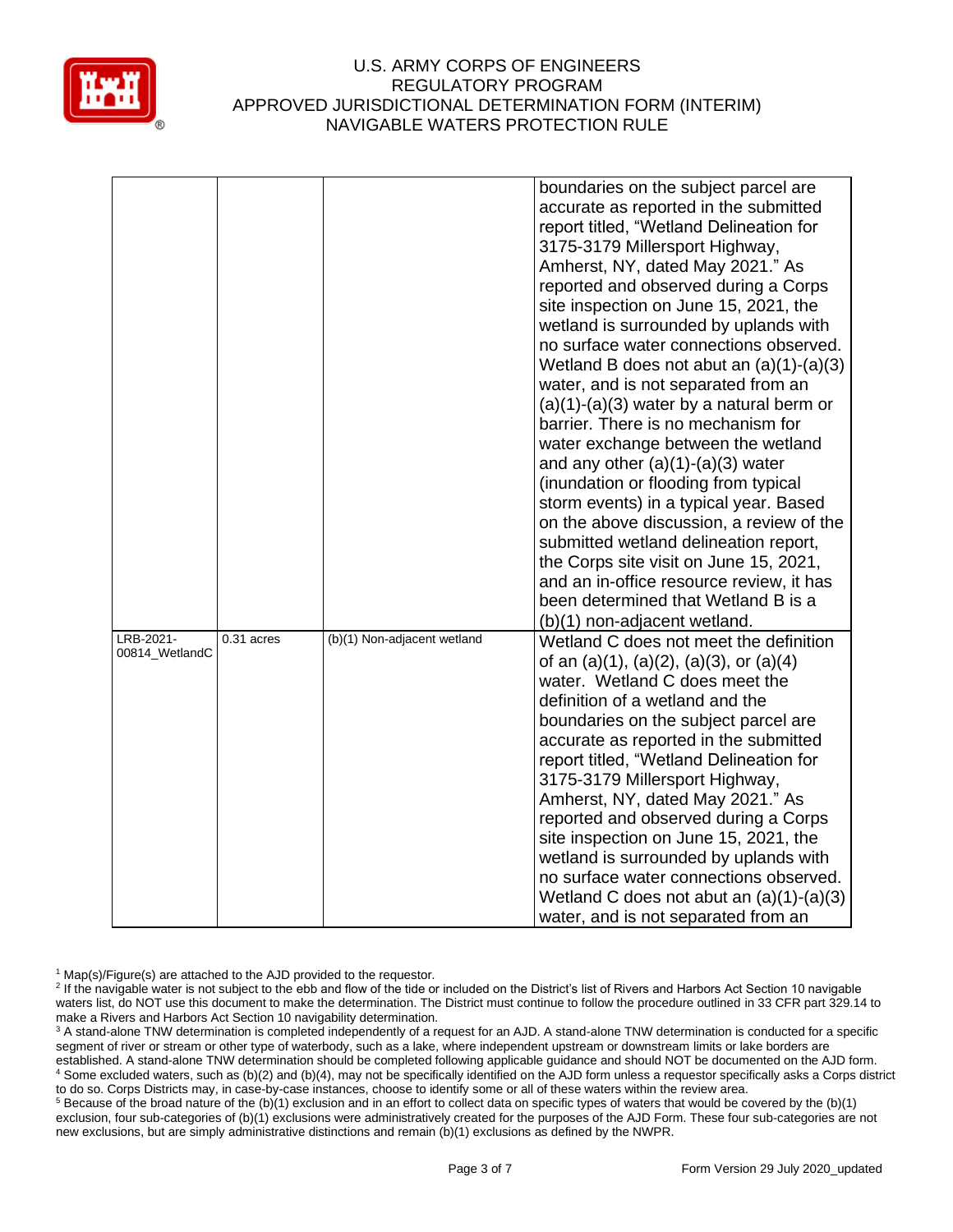| | | | |
|---|---|---|---|
| | | | boundaries on the subject parcel are accurate as reported in the submitted report titled, "Wetland Delineation for 3175-3179 Millersport Highway, Amherst, NY, dated May 2021." As reported and observed during a Corps site inspection on June 15, 2021, the wetland is surrounded by uplands with no surface water connections observed. Wetland B does not abut an (a)(1)-(a)(3) water, and is not separated from an (a)(1)-(a)(3) water by a natural berm or barrier. There is no mechanism for water exchange between the wetland and any other (a)(1)-(a)(3) water (inundation or flooding from typical storm events) in a typical year. Based on the above discussion, a review of the submitted wetland delineation report, the Corps site visit on June 15, 2021, and an in-office resource review, it has been determined that Wetland B is a (b)(1) non-adjacent wetland. |
| LRB-2021-00814_WetlandC | 0.31 acres | (b)(1) Non-adjacent wetland | Wetland C does not meet the definition of an (a)(1), (a)(2), (a)(3), or (a)(4) water. Wetland C does meet the definition of a wetland and the boundaries on the subject parcel are accurate as reported in the submitted report titled, "Wetland Delineation for 3175-3179 Millersport Highway, Amherst, NY, dated May 2021." As reported and observed during a Corps site inspection on June 15, 2021, the wetland is surrounded by uplands with no surface water connections observed. Wetland C does not abut an (a)(1)-(a)(3) water, and is not separated from an |

[1] Map(s)/Figure(s) are attached to the AJD provided to the requestor.
[2] If the navigable water is not subject to the ebb and flow of the tide or included on the District's list of Rivers and Harbors Act Section 10 navigable waters list, do NOT use this document to make the determination. The District must continue to follow the procedure outlined in 33 CFR part 329.14 to make a Rivers and Harbors Act Section 10 navigability determination.
[3] A stand-alone TNW determination is completed independently of a request for an AJD. A stand-alone TNW determination is conducted for a specific segment of river or stream or other type of waterbody, such as a lake, where independent upstream or downstream limits or lake borders are established. A stand-alone TNW determination should be completed following applicable guidance and should NOT be documented on the AJD form.
[4] Some excluded waters, such as (b)(2) and (b)(4), may not be specifically identified on the AJD form unless a requestor specifically asks a Corps district to do so. Corps Districts may, in case-by-case instances, choose to identify some or all of these waters within the review area.
[5] Because of the broad nature of the (b)(1) exclusion and in an effort to collect data on specific types of waters that would be covered by the (b)(1) exclusion, four sub-categories of (b)(1) exclusions were administratively created for the purposes of the AJD Form. These four sub-categories are not new exclusions, but are simply administrative distinctions and remain (b)(1) exclusions as defined by the NWPR.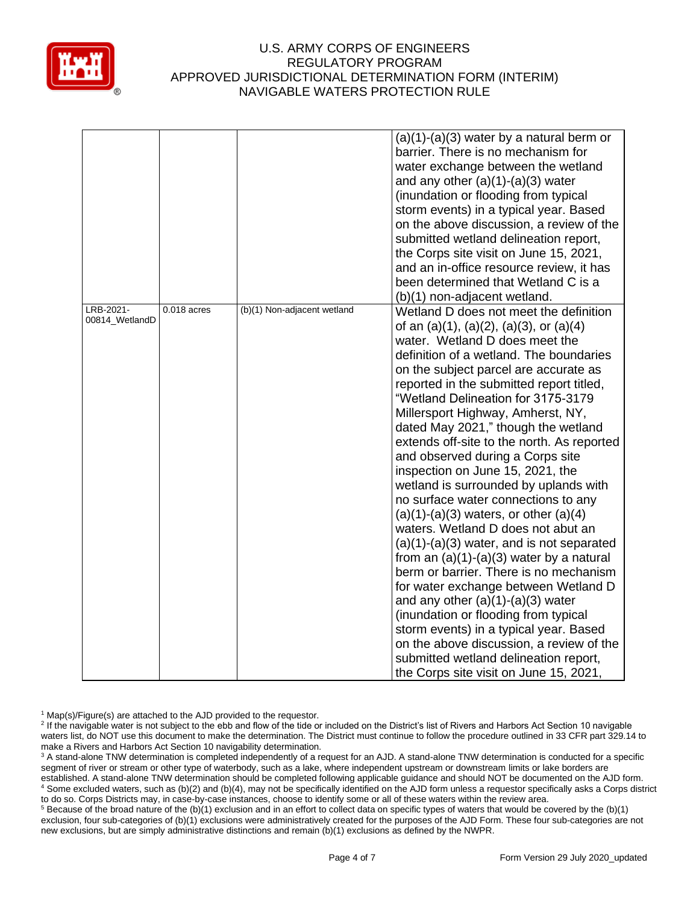| | | | |
|---|---|---|---|
| | | | (a)(1)-(a)(3) water by a natural berm or barrier. There is no mechanism for water exchange between the wetland and any other (a)(1)-(a)(3) water (inundation or flooding from typical storm events) in a typical year. Based on the above discussion, a review of the submitted wetland delineation report, the Corps site visit on June 15, 2021, and an in-office resource review, it has been determined that Wetland C is a (b)(1) non-adjacent wetland. |
| LRB-2021-00814_WetlandD | 0.018 acres | (b)(1) Non-adjacent wetland | Wetland D does not meet the definition of an (a)(1), (a)(2), (a)(3), or (a)(4) water. Wetland D does meet the definition of a wetland. The boundaries on the subject parcel are accurate as reported in the submitted report titled, "Wetland Delineation for 3175-3179 Millersport Highway, Amherst, NY, dated May 2021," though the wetland extends off-site to the north. As reported and observed during a Corps site inspection on June 15, 2021, the wetland is surrounded by uplands with no surface water connections to any (a)(1)-(a)(3) waters, or other (a)(4) waters. Wetland D does not abut an (a)(1)-(a)(3) water, and is not separated from an (a)(1)-(a)(3) water by a natural berm or barrier. There is no mechanism for water exchange between Wetland D and any other (a)(1)-(a)(3) water (inundation or flooding from typical storm events) in a typical year. Based on the above discussion, a review of the submitted wetland delineation report, the Corps site visit on June 15, 2021, |

[1] Map(s)/Figure(s) are attached to the AJD provided to the requestor.
[2] If the navigable water is not subject to the ebb and flow of the tide or included on the District's list of Rivers and Harbors Act Section 10 navigable waters list, do NOT use this document to make the determination. The District must continue to follow the procedure outlined in 33 CFR part 329.14 to make a Rivers and Harbors Act Section 10 navigability determination.
[3] A stand-alone TNW determination is completed independently of a request for an AJD. A stand-alone TNW determination is conducted for a specific segment of river or stream or other type of waterbody, such as a lake, where independent upstream or downstream limits or lake borders are established. A stand-alone TNW determination should be completed following applicable guidance and should NOT be documented on the AJD form.
[4] Some excluded waters, such as (b)(2) and (b)(4), may not be specifically identified on the AJD form unless a requestor specifically asks a Corps district to do so. Corps Districts may, in case-by-case instances, choose to identify some or all of these waters within the review area.
[5] Because of the broad nature of the (b)(1) exclusion and in an effort to collect data on specific types of waters that would be covered by the (b)(1) exclusion, four sub-categories of (b)(1) exclusions were administratively created for the purposes of the AJD Form. These four sub-categories are not new exclusions, but are simply administrative distinctions and remain (b)(1) exclusions as defined by the NWPR.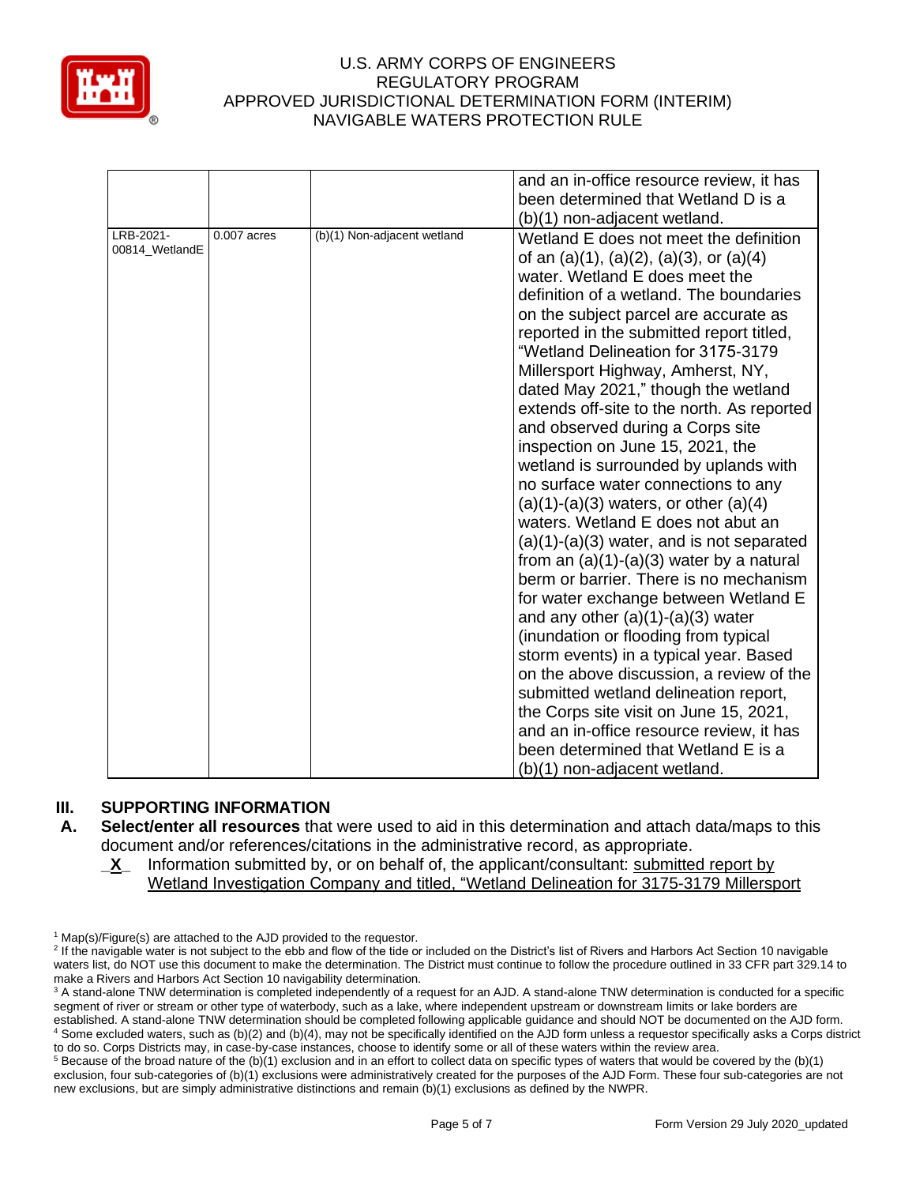| | | | |
|---|---|---|---|
| | | | and an in-office resource review, it has been determined that Wetland D is a (b)(1) non-adjacent wetland. |
| LRB-2021-00814_WetlandE | 0.007 acres | (b)(1) Non-adjacent wetland | Wetland E does not meet the definition of an (a)(1), (a)(2), (a)(3), or (a)(4) water. Wetland E does meet the definition of a wetland. The boundaries on the subject parcel are accurate as reported in the submitted report titled, "Wetland Delineation for 3175-3179 Millersport Highway, Amherst, NY, dated May 2021," though the wetland extends off-site to the north. As reported and observed during a Corps site inspection on June 15, 2021, the wetland is surrounded by uplands with no surface water connections to any (a)(1)-(a)(3) waters, or other (a)(4) waters. Wetland E does not abut an (a)(1)-(a)(3) water, and is not separated from an (a)(1)-(a)(3) water by a natural berm or barrier. There is no mechanism for water exchange between Wetland E and any other (a)(1)-(a)(3) water (inundation or flooding from typical storm events) in a typical year. Based on the above discussion, a review of the submitted wetland delineation report, the Corps site visit on June 15, 2021, and an in-office resource review, it has been determined that Wetland E is a (b)(1) non-adjacent wetland. |

## III. SUPPORTING INFORMATION

**A. Select/enter all resources** that were used to aid in this determination and attach data/maps to this document and/or references/citations in the administrative record, as appropriate.

_X_ Information submitted by, or on behalf of, the applicant/consultant: submitted report by Wetland Investigation Company and titled, "Wetland Delineation for 3175-3179 Millersport

[1] Map(s)/Figure(s) are attached to the AJD provided to the requestor.
[2] If the navigable water is not subject to the ebb and flow of the tide or included on the District's list of Rivers and Harbors Act Section 10 navigable waters list, do NOT use this document to make the determination. The District must continue to follow the procedure outlined in 33 CFR part 329.14 to make a Rivers and Harbors Act Section 10 navigability determination.
[3] A stand-alone TNW determination is completed independently of a request for an AJD. A stand-alone TNW determination is conducted for a specific segment of river or stream or other type of waterbody, such as a lake, where independent upstream or downstream limits or lake borders are established. A stand-alone TNW determination should be completed following applicable guidance and should NOT be documented on the AJD form.
[4] Some excluded waters, such as (b)(2) and (b)(4), may not be specifically identified on the AJD form unless a requestor specifically asks a Corps district to do so. Corps Districts may, in case-by-case instances, choose to identify some or all of these waters within the review area.
[5] Because of the broad nature of the (b)(1) exclusion and in an effort to collect data on specific types of waters that would be covered by the (b)(1) exclusion, four sub-categories of (b)(1) exclusions were administratively created for the purposes of the AJD Form. These four sub-categories are not new exclusions, but are simply administrative distinctions and remain (b)(1) exclusions as defined by the NWPR.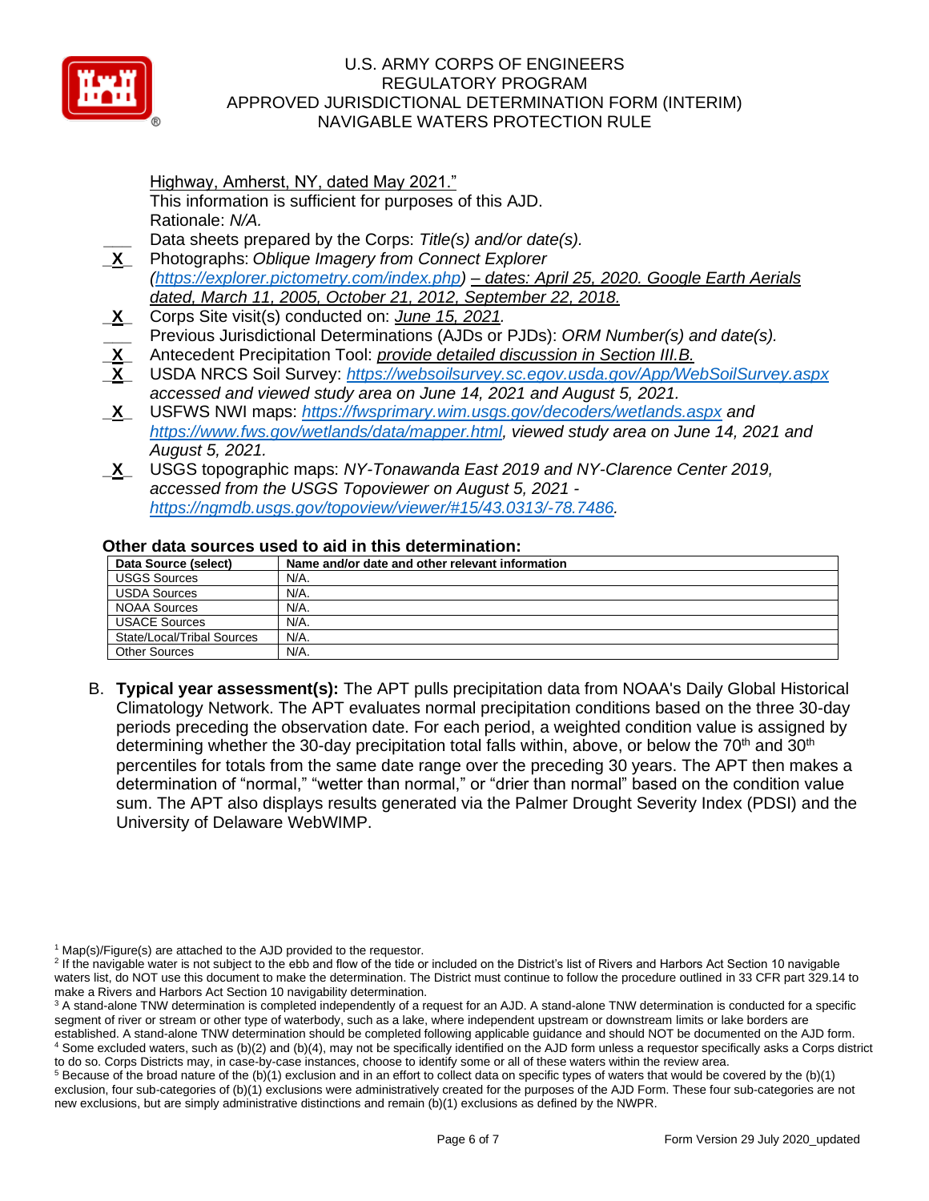Highway, Amherst, NY, dated May 2021."
This information is sufficient for purposes of this AJD.
Rationale: *N/A.*

\_\_\_ Data sheets prepared by the Corps: *Title(s) and/or date(s).*

**X** Photographs: *Oblique Imagery from Connect Explorer (https://explorer.pictometry.com/index.php) – dates: April 25, 2020. Google Earth Aerials dated, March 11, 2005, October 21, 2012, September 22, 2018.*

**X** Corps Site visit(s) conducted on: *June 15, 2021.*

\_\_\_ Previous Jurisdictional Determinations (AJDs or PJDs): *ORM Number(s) and date(s).*

**X** Antecedent Precipitation Tool: *provide detailed discussion in Section III.B.*

**X** USDA NRCS Soil Survey: *https://websoilsurvey.sc.egov.usda.gov/App/WebSoilSurvey.aspx accessed and viewed study area on June 14, 2021 and August 5, 2021.*

**X** USFWS NWI maps: *https://fwsprimary.wim.usgs.gov/decoders/wetlands.aspx and https://www.fws.gov/wetlands/data/mapper.html, viewed study area on June 14, 2021 and August 5, 2021.*

**X** USGS topographic maps: *NY-Tonawanda East 2019 and NY-Clarence Center 2019, accessed from the USGS Topoviewer on August 5, 2021 - https://ngmdb.usgs.gov/topoview/viewer/#15/43.0313/-78.7486.*

**Other data sources used to aid in this determination:**

| Data Source (select) | Name and/or date and other relevant information |
|---|---|
| USGS Sources | N/A. |
| USDA Sources | N/A. |
| NOAA Sources | N/A. |
| USACE Sources | N/A. |
| State/Local/Tribal Sources | N/A. |
| Other Sources | N/A. |

B. **Typical year assessment(s):** The APT pulls precipitation data from NOAA's Daily Global Historical Climatology Network. The APT evaluates normal precipitation conditions based on the three 30-day periods preceding the observation date. For each period, a weighted condition value is assigned by determining whether the 30-day precipitation total falls within, above, or below the 70th and 30th percentiles for totals from the same date range over the preceding 30 years. The APT then makes a determination of "normal," "wetter than normal," or "drier than normal" based on the condition value sum. The APT also displays results generated via the Palmer Drought Severity Index (PDSI) and the University of Delaware WebWIMP.

[1] Map(s)/Figure(s) are attached to the AJD provided to the requestor.
[2] If the navigable water is not subject to the ebb and flow of the tide or included on the District's list of Rivers and Harbors Act Section 10 navigable waters list, do NOT use this document to make the determination. The District must continue to follow the procedure outlined in 33 CFR part 329.14 to make a Rivers and Harbors Act Section 10 navigability determination.
[3] A stand-alone TNW determination is completed independently of a request for an AJD. A stand-alone TNW determination is conducted for a specific segment of river or stream or other type of waterbody, such as a lake, where independent upstream or downstream limits or lake borders are established. A stand-alone TNW determination should be completed following applicable guidance and should NOT be documented on the AJD form.
[4] Some excluded waters, such as (b)(2) and (b)(4), may not be specifically identified on the AJD form unless a requestor specifically asks a Corps district to do so. Corps Districts may, in case-by-case instances, choose to identify some or all of these waters within the review area.
[5] Because of the broad nature of the (b)(1) exclusion and in an effort to collect data on specific types of waters that would be covered by the (b)(1) exclusion, four sub-categories of (b)(1) exclusions were administratively created for the purposes of the AJD Form. These four sub-categories are not new exclusions, but are simply administrative distinctions and remain (b)(1) exclusions as defined by the NWPR.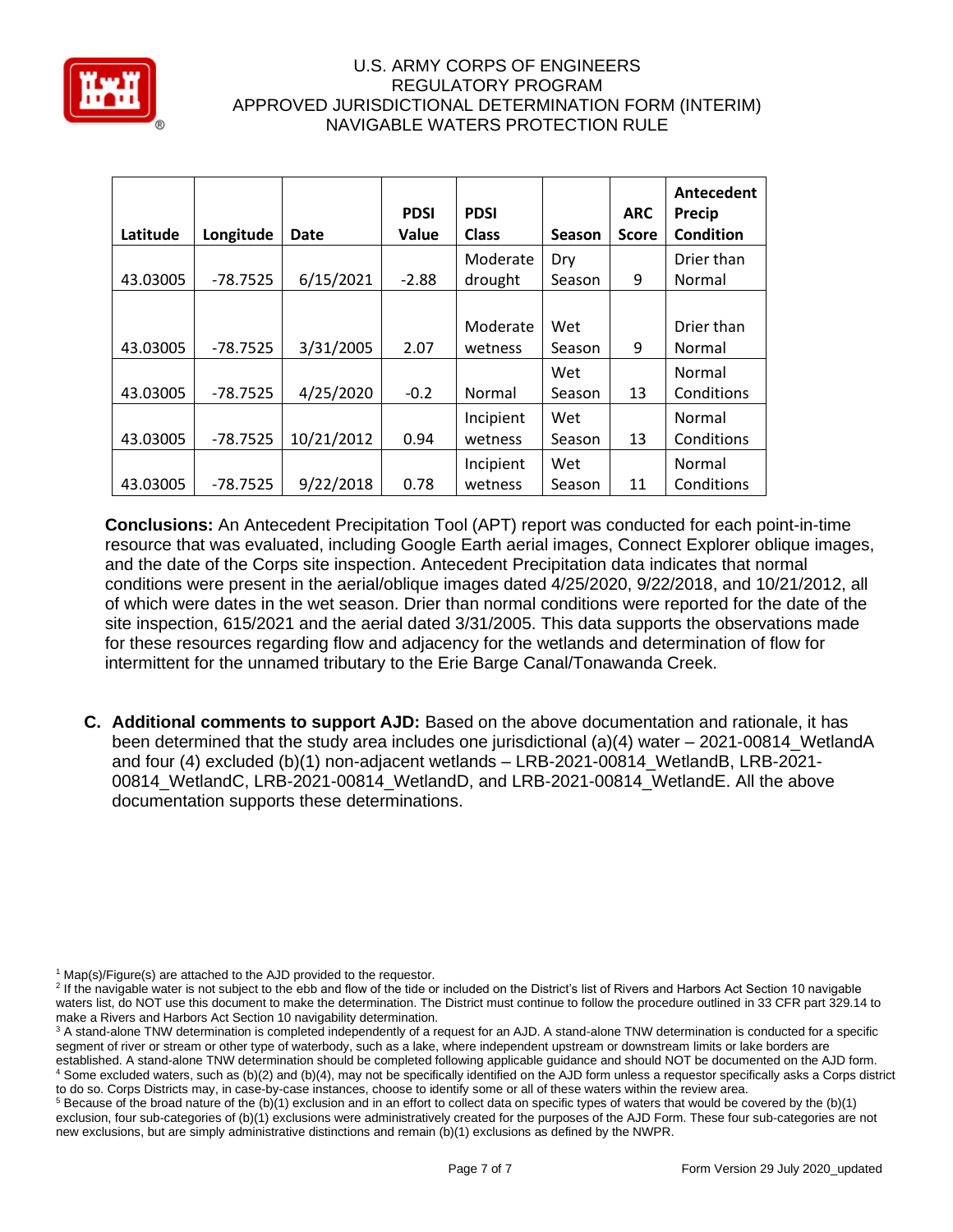| Latitude | Longitude | Date | PDSI Value | PDSI Class | Season | ARC Score | Antecedent Precip Condition |
|---|---|---|---|---|---|---|---|
| 43.03005 | -78.7525 | 6/15/2021 | -2.88 | Moderate drought | Dry Season | 9 | Drier than Normal |
| 43.03005 | -78.7525 | 3/31/2005 | 2.07 | Moderate wetness | Wet Season | 9 | Drier than Normal |
| 43.03005 | -78.7525 | 4/25/2020 | -0.2 | Normal | Wet Season | 13 | Normal Conditions |
| 43.03005 | -78.7525 | 10/21/2012 | 0.94 | Incipient wetness | Wet Season | 13 | Normal Conditions |
| 43.03005 | -78.7525 | 9/22/2018 | 0.78 | Incipient wetness | Wet Season | 11 | Normal Conditions |

**Conclusions:** An Antecedent Precipitation Tool (APT) report was conducted for each point-in-time resource that was evaluated, including Google Earth aerial images, Connect Explorer oblique images, and the date of the Corps site inspection. Antecedent Precipitation data indicates that normal conditions were present in the aerial/oblique images dated 4/25/2020, 9/22/2018, and 10/21/2012, all of which were dates in the wet season. Drier than normal conditions were reported for the date of the site inspection, 615/2021 and the aerial dated 3/31/2005. This data supports the observations made for these resources regarding flow and adjacency for the wetlands and determination of flow for intermittent for the unnamed tributary to the Erie Barge Canal/Tonawanda Creek.

**C. Additional comments to support AJD:** Based on the above documentation and rationale, it has been determined that the study area includes one jurisdictional (a)(4) water – 2021-00814_WetlandA and four (4) excluded (b)(1) non-adjacent wetlands – LRB-2021-00814_WetlandB, LRB-2021-00814_WetlandC, LRB-2021-00814_WetlandD, and LRB-2021-00814_WetlandE. All the above documentation supports these determinations.

---

[1] Map(s)/Figure(s) are attached to the AJD provided to the requestor.

[2] If the navigable water is not subject to the ebb and flow of the tide or included on the District's list of Rivers and Harbors Act Section 10 navigable waters list, do NOT use this document to make the determination. The District must continue to follow the procedure outlined in 33 CFR part 329.14 to make a Rivers and Harbors Act Section 10 navigability determination.

[3] A stand-alone TNW determination is completed independently of a request for an AJD. A stand-alone TNW determination is conducted for a specific segment of river or stream or other type of waterbody, such as a lake, where independent upstream or downstream limits or lake borders are established. A stand-alone TNW determination should be completed following applicable guidance and should NOT be documented on the AJD form.

[4] Some excluded waters, such as (b)(2) and (b)(4), may not be specifically identified on the AJD form unless a requestor specifically asks a Corps district to do so. Corps Districts may, in case-by-case instances, choose to identify some or all of these waters within the review area.

[5] Because of the broad nature of the (b)(1) exclusion and in an effort to collect data on specific types of waters that would be covered by the (b)(1) exclusion, four sub-categories of (b)(1) exclusions were administratively created for the purposes of the AJD Form. These four sub-categories are not new exclusions, but are simply administrative distinctions and remain (b)(1) exclusions as defined by the NWPR.